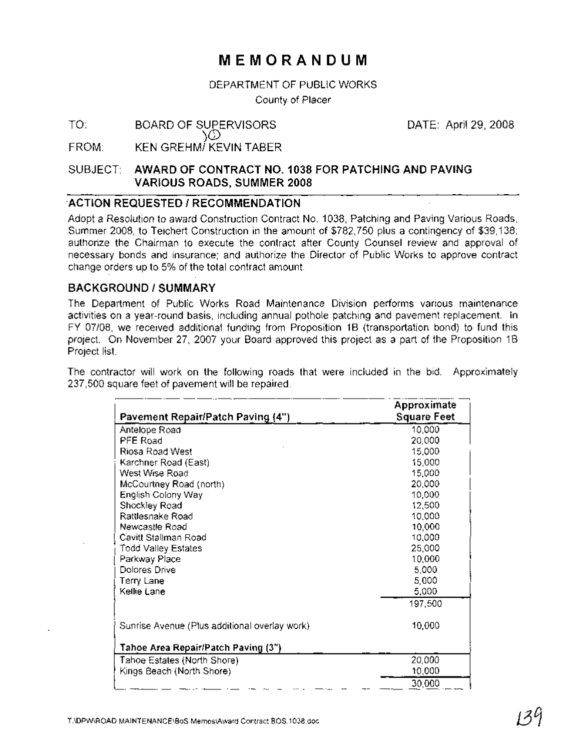# MEMORANDUM

DEPARTMENT OF PUBLIC WORKS
County of Placer

TO: BOARD OF SUPERVISORS DATE: April 29, 2008

FROM: KEN GREHM/ KEVIN TABER

SUBJECT: **AWARD OF CONTRACT NO. 1038 FOR PATCHING AND PAVING VARIOUS ROADS, SUMMER 2008**

## ACTION REQUESTED / RECOMMENDATION

Adopt a Resolution to award Construction Contract No. 1038, Patching and Paving Various Roads, Summer 2008, to Teichert Construction in the amount of $782,750 plus a contingency of $39,138; authorize the Chairman to execute the contract after County Counsel review and approval of necessary bonds and insurance; and authorize the Director of Public Works to approve contract change orders up to 5% of the total contract amount.

## BACKGROUND / SUMMARY

The Department of Public Works Road Maintenance Division performs various maintenance activities on a year-round basis, including annual pothole patching and pavement replacement. In FY 07/08, we received additional funding from Proposition 1B (transportation bond) to fund this project. On November 27, 2007 your Board approved this project as a part of the Proposition 1B Project list.

The contractor will work on the following roads that were included in the bid. Approximately 237,500 square feet of pavement will be repaired.

| Pavement Repair/Patch Paving (4") | Approximate Square Feet |
|---|---|
| Antelope Road | 10,000 |
| PFE Road | 20,000 |
| Riosa Road West | 15,000 |
| Karchner Road (East) | 15,000 |
| West Wise Road | 15,000 |
| McCourtney Road (north) | 20,000 |
| English Colony Way | 10,000 |
| Shockley Road | 12,500 |
| Rattlesnake Road | 10,000 |
| Newcastle Road | 10,000 |
| Cavitt Stallman Road | 10,000 |
| Todd Valley Estates | 25,000 |
| Parkway Place | 10,000 |
| Dolores Drive | 5,000 |
| Terry Lane | 5,000 |
| Kellie Lane | 5,000 |
| | 197,500 |
| Sunrise Avenue (Plus additional overlay work) | 10,000 |
| **Tahoe Area Repair/Patch Paving (3")** | |
| Tahoe Estates (North Shore) | 20,000 |
| Kings Beach (North Shore) | 10,000 |
| | 30,000 |

T:\DPW\ROAD MAINTENANCE\BoS Memos\Award Contract BOS.1038.doc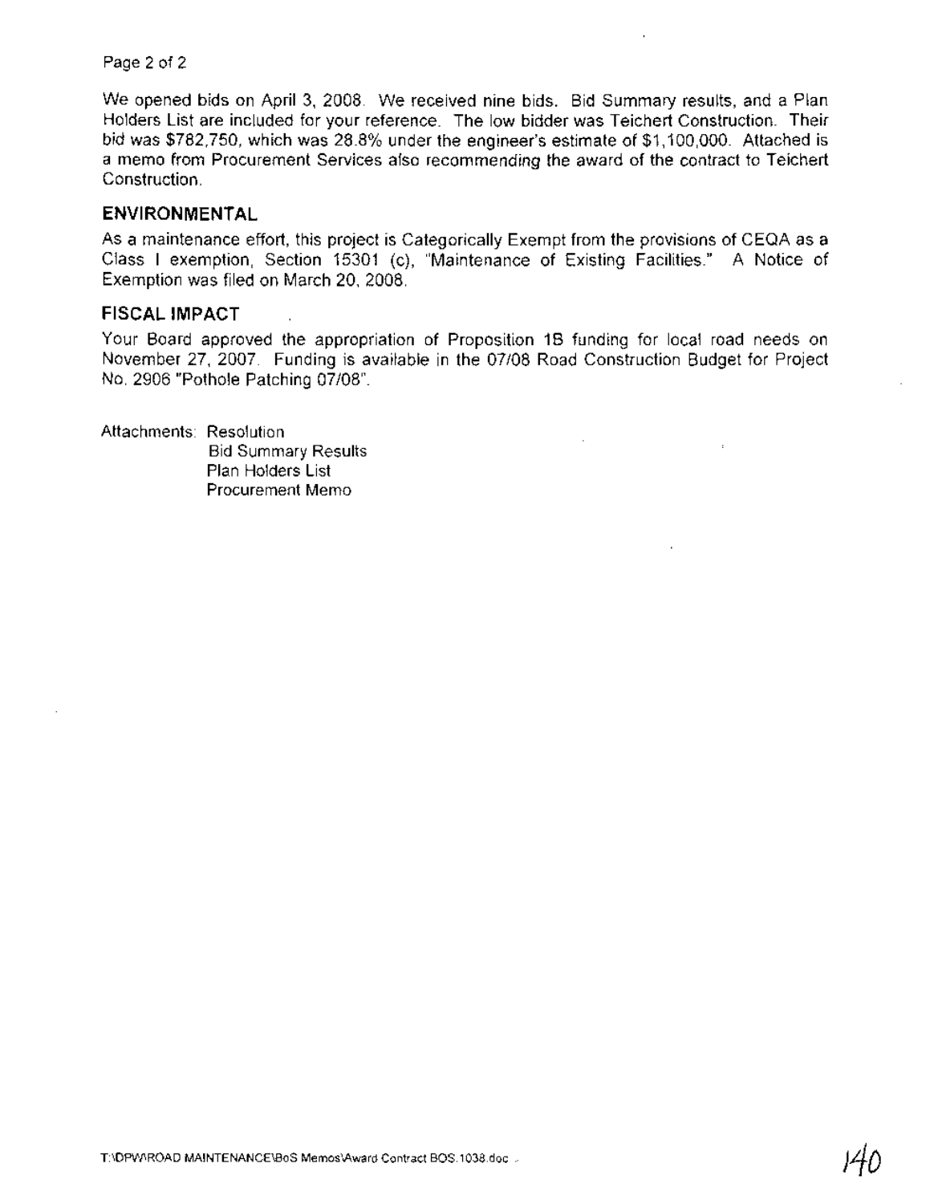We opened bids on April 3, 2008. We received nine bids. Bid Summary results, and a Plan Holders List are included for your reference. The low bidder was Teichert Construction. Their bid was $782,750, which was 28.8% under the engineer's estimate of $1,100,000. Attached is a memo from Procurement Services also recommending the award of the contract to Teichert Construction.

## ENVIRONMENTAL

As a maintenance effort, this project is Categorically Exempt from the provisions of CEQA as a Class I exemption, Section 15301 (c), "Maintenance of Existing Facilities." A Notice of Exemption was filed on March 20, 2008.

## FISCAL IMPACT

Your Board approved the appropriation of Proposition 1B funding for local road needs on November 27, 2007. Funding is available in the 07/08 Road Construction Budget for Project No. 2906 "Pothole Patching 07/08".

Attachments: Resolution
Bid Summary Results
Plan Holders List
Procurement Memo

T:\DPW\ROAD MAINTENANCE\BoS Memos\Award Contract BOS.1038.doc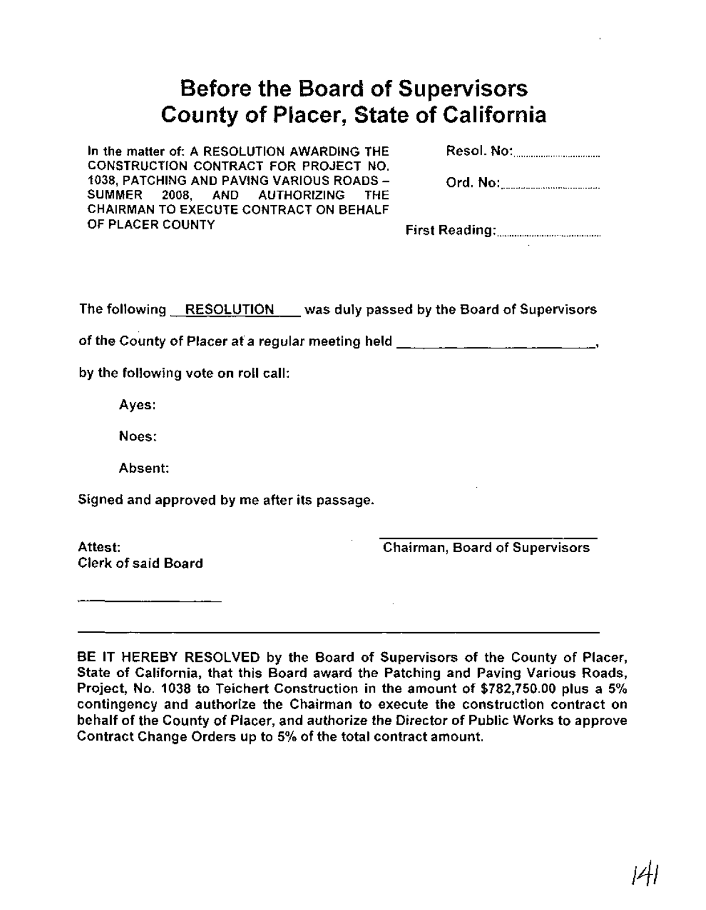# Before the Board of Supervisors
# County of Placer, State of California

In the matter of: A RESOLUTION AWARDING THE CONSTRUCTION CONTRACT FOR PROJECT NO. 1038, PATCHING AND PAVING VARIOUS ROADS – SUMMER 2008, AND AUTHORIZING THE CHAIRMAN TO EXECUTE CONTRACT ON BEHALF OF PLACER COUNTY

Resol. No:..............................

Ord. No:..............................

First Reading:..............................

The following RESOLUTION was duly passed by the Board of Supervisors of the County of Placer at a regular meeting held ______________________,

by the following vote on roll call:

Ayes:

Noes:

Absent:

Signed and approved by me after its passage.

Attest:
Clerk of said Board

______________

Chairman, Board of Supervisors

---

**BE IT HEREBY RESOLVED by the Board of Supervisors of the County of Placer, State of California, that this Board award the Patching and Paving Various Roads, Project, No. 1038 to Teichert Construction in the amount of $782,750.00 plus a 5% contingency and authorize the Chairman to execute the construction contract on behalf of the County of Placer, and authorize the Director of Public Works to approve Contract Change Orders up to 5% of the total contract amount.**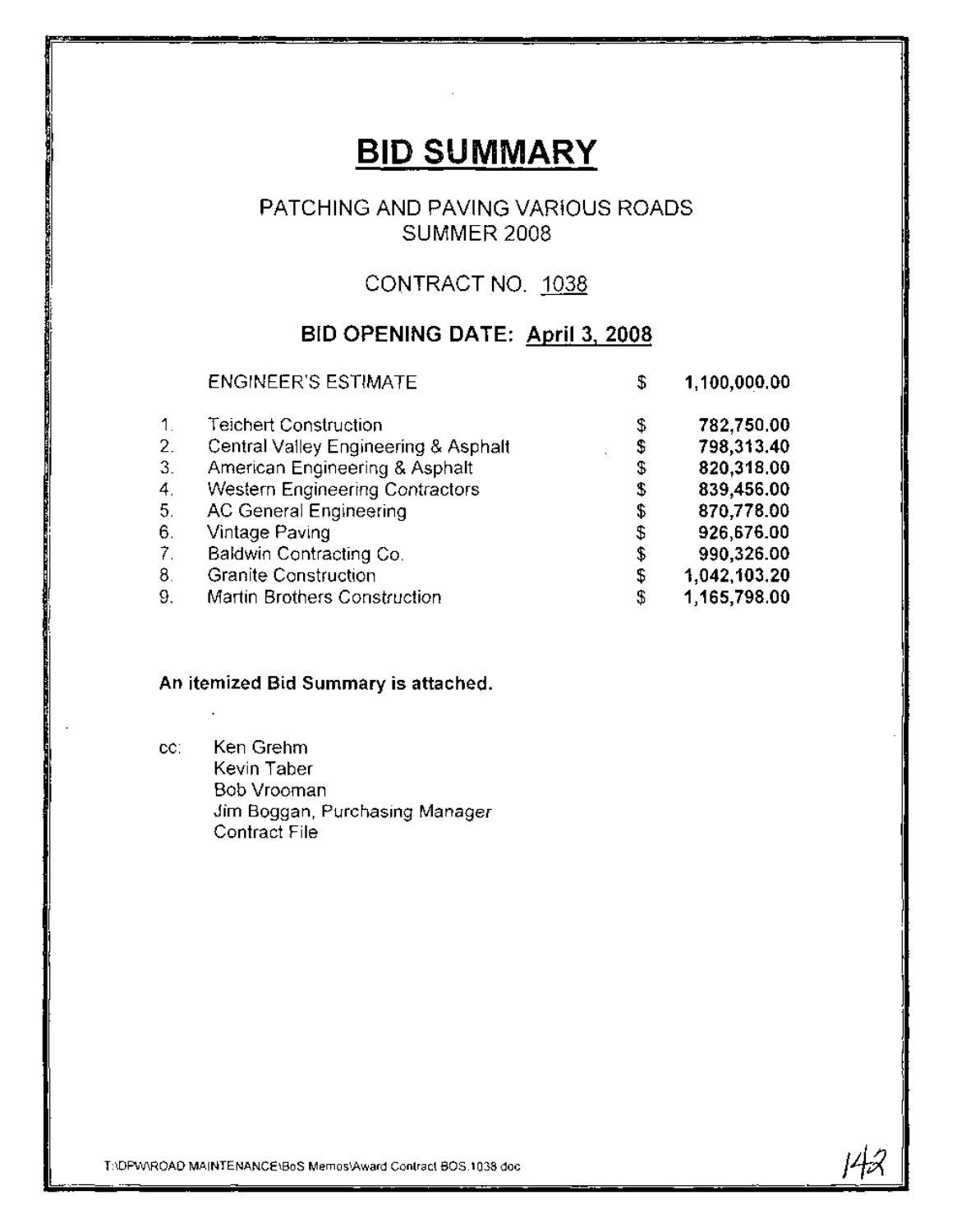# BID SUMMARY

PATCHING AND PAVING VARIOUS ROADS
SUMMER 2008

CONTRACT NO. 1038

**BID OPENING DATE: April 3, 2008**

| | | | |
|---|---|---|---|
| | ENGINEER'S ESTIMATE | $ | **1,100,000.00** |
| 1. | Teichert Construction | $ | **782,750.00** |
| 2. | Central Valley Engineering & Asphalt | $ | **798,313.40** |
| 3. | American Engineering & Asphalt | $ | **820,318.00** |
| 4. | Western Engineering Contractors | $ | **839,456.00** |
| 5. | AC General Engineering | $ | **870,778.00** |
| 6. | Vintage Paving | $ | **926,676.00** |
| 7. | Baldwin Contracting Co. | $ | **990,326.00** |
| 8. | Granite Construction | $ | **1,042,103.20** |
| 9. | Martin Brothers Construction | $ | **1,165,798.00** |

**An itemized Bid Summary is attached.**

cc: Ken Grehm
Kevin Taber
Bob Vrooman
Jim Boggan, Purchasing Manager
Contract File

T:\DPW\ROAD MAINTENANCE\BoS Memos\Award Contract BOS.1038.doc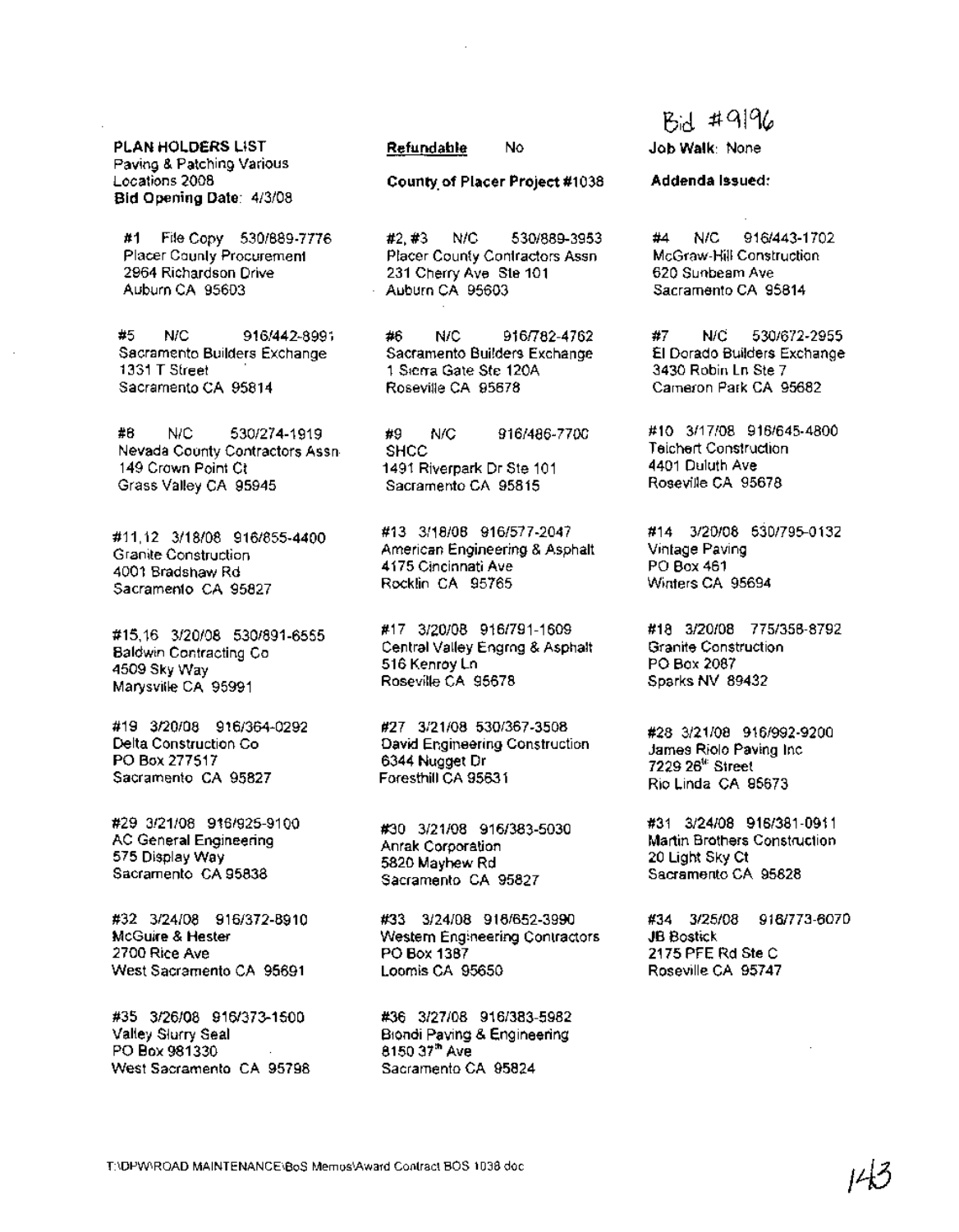Bid #9196

**PLAN HOLDERS LIST**
Paving & Patching Various Locations 2008
**Bid Opening Date**: 4/3/08

**Refundable** No

**County of Placer Project #1038**

**Job Walk**: None

**Addenda Issued:**

#1 File Copy 530/889-7776
Placer County Procurement
2964 Richardson Drive
Auburn CA 95603

#2, #3 N/C 530/889-3953
Placer County Contractors Assn
231 Cherry Ave Ste 101
Auburn CA 95603

#4 N/C 916/443-1702
McGraw-Hill Construction
620 Sunbeam Ave
Sacramento CA 95814

#5 N/C 916/442-8991
Sacramento Builders Exchange
1331 T Street
Sacramento CA 95814

#6 N/C 916/782-4762
Sacramento Builders Exchange
1 Sierra Gate Ste 120A
Roseville CA 95678

#7 N/C 530/672-2955
El Dorado Builders Exchange
3430 Robin Ln Ste 7
Cameron Park CA 95682

#8 N/C 530/274-1919
Nevada County Contractors Assn
149 Crown Point Ct
Grass Valley CA 95945

#9 N/C 916/486-7700
SHCC
1491 Riverpark Dr Ste 101
Sacramento CA 95815

#10 3/17/08 916/645-4800
Teichert Construction
4401 Duluth Ave
Roseville CA 95678

#11,12 3/18/08 916/855-4400
Granite Construction
4001 Bradshaw Rd
Sacramento CA 95827

#13 3/18/08 916/577-2047
American Engineering & Asphalt
4175 Cincinnati Ave
Rocklin CA 95765

#14 3/20/08 530/795-0132
Vintage Paving
PO Box 461
Winters CA 95694

#15,16 3/20/08 530/891-6555
Baldwin Contracting Co
4509 Sky Way
Marysville CA 95991

#17 3/20/08 916/791-1609
Central Valley Engrng & Asphalt
516 Kenroy Ln
Roseville CA 95678

#18 3/20/08 775/358-8792
Granite Construction
PO Box 2087
Sparks NV 89432

#19 3/20/08 916/364-0292
Delta Construction Co
PO Box 277517
Sacramento CA 95827

#27 3/21/08 530/367-3508
David Engineering Construction
6344 Nugget Dr
Foresthill CA 95631

#28 3/21/08 916/992-9200
James Riolo Paving Inc
7229 26th Street
Rio Linda CA 95673

#29 3/21/08 916/925-9100
AC General Engineering
575 Display Way
Sacramento CA 95838

#30 3/21/08 916/383-5030
Anrak Corporation
5820 Mayhew Rd
Sacramento CA 95827

#31 3/24/08 916/381-0911
Martin Brothers Construction
20 Light Sky Ct
Sacramento CA 95828

#32 3/24/08 916/372-8910
McGuire & Hester
2700 Rice Ave
West Sacramento CA 95691

#33 3/24/08 916/652-3990
Western Engineering Contractors
PO Box 1387
Loomis CA 95650

#34 3/25/08 916/773-6070
JB Bostick
2175 PFE Rd Ste C
Roseville CA 95747

#35 3/26/08 916/373-1500
Valley Slurry Seal
PO Box 981330
West Sacramento CA 95798

#36 3/27/08 916/383-5982
Biondi Paving & Engineering
8150 37th Ave
Sacramento CA 95824

T:\DPW\ROAD MAINTENANCE\BoS Memos\Award Contract BOS 1038 doc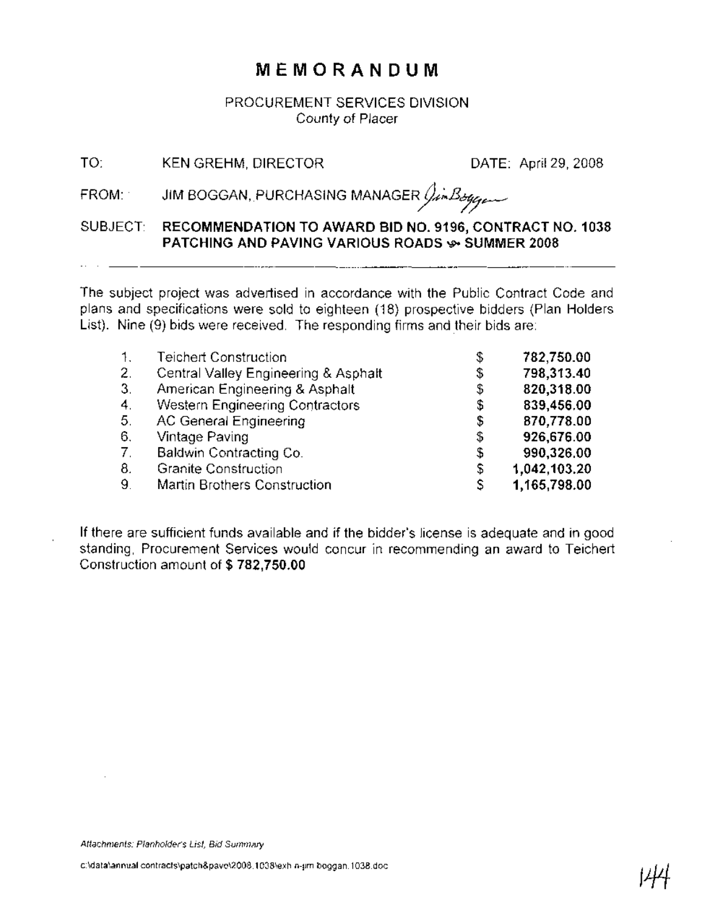# MEMORANDUM

PROCUREMENT SERVICES DIVISION
County of Placer

TO: KEN GREHM, DIRECTOR DATE: April 29, 2008

FROM: JIM BOGGAN, PURCHASING MANAGER *Jim Boggan*

SUBJECT: **RECOMMENDATION TO AWARD BID NO. 9196, CONTRACT NO. 1038 PATCHING AND PAVING VARIOUS ROADS – SUMMER 2008**

The subject project was advertised in accordance with the Public Contract Code and plans and specifications were sold to eighteen (18) prospective bidders (Plan Holders List). Nine (9) bids were received. The responding firms and their bids are:

| | | | |
|---|---|---|---|
| 1. | Teichert Construction | $ | **782,750.00** |
| 2. | Central Valley Engineering & Asphalt | $ | **798,313.40** |
| 3. | American Engineering & Asphalt | $ | **820,318.00** |
| 4. | Western Engineering Contractors | $ | **839,456.00** |
| 5. | AC General Engineering | $ | **870,778.00** |
| 6. | Vintage Paving | $ | **926,676.00** |
| 7. | Baldwin Contracting Co. | $ | **990,326.00** |
| 8. | Granite Construction | $ | **1,042,103.20** |
| 9. | Martin Brothers Construction | $ | **1,165,798.00** |

If there are sufficient funds available and if the bidder's license is adequate and in good standing, Procurement Services would concur in recommending an award to Teichert Construction amount of **$ 782,750.00**

*Attachments: Planholder's List, Bid Summary*

c:\data\annual contracts\patch&pave\2008.1038\exh n-jim boggan.1038.doc